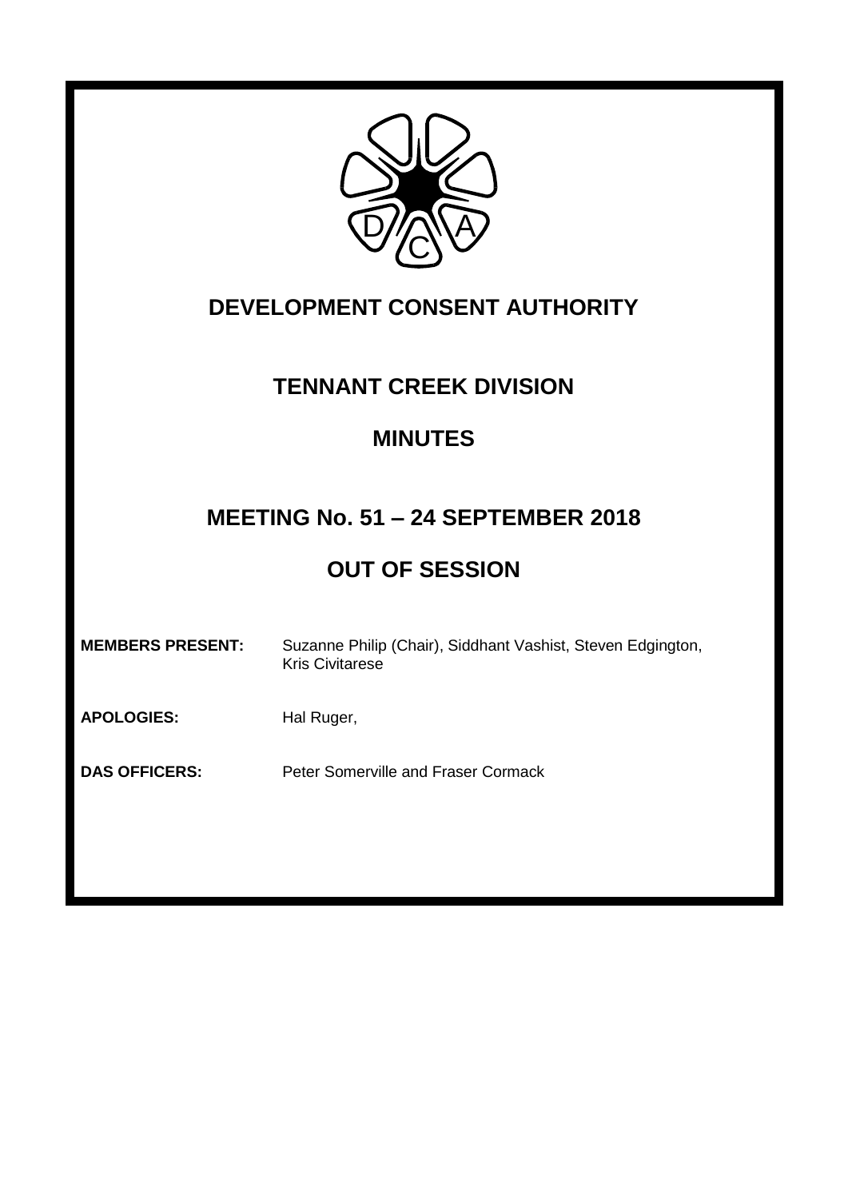# DEVELOPMENT CONSENT AUTHORITY

## TENNANT CREEK DIVISION

## MINUTES

## MEETING No. 51 – 24 SEPTEMBER 2018

## OUT OF SESSION

**MEMBERS PRESENT:** Suzanne Philip (Chair), Siddhant Vashist, Steven Edgington, Kris Civitarese

**APOLOGIES:** Hal Ruger,

**DAS OFFICERS:** Peter Somerville and Fraser Cormack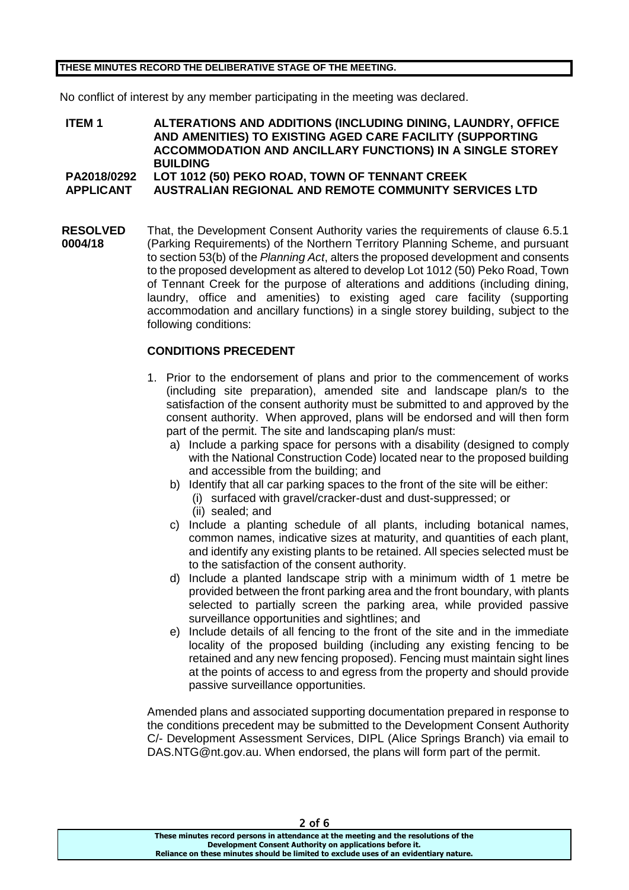**THESE MINUTES RECORD THE DELIBERATIVE STAGE OF THE MEETING.**

No conflict of interest by any member participating in the meeting was declared.

**ITEM 1 ALTERATIONS AND ADDITIONS (INCLUDING DINING, LAUNDRY, OFFICE AND AMENITIES) TO EXISTING AGED CARE FACILITY (SUPPORTING ACCOMMODATION AND ANCILLARY FUNCTIONS) IN A SINGLE STOREY BUILDING**

**PA2018/0292 LOT 1012 (50) PEKO ROAD, TOWN OF TENNANT CREEK**

**APPLICANT AUSTRALIAN REGIONAL AND REMOTE COMMUNITY SERVICES LTD**

**RESOLVED 0004/18**

That, the Development Consent Authority varies the requirements of clause 6.5.1 (Parking Requirements) of the Northern Territory Planning Scheme, and pursuant to section 53(b) of the *Planning Act*, alters the proposed development and consents to the proposed development as altered to develop Lot 1012 (50) Peko Road, Town of Tennant Creek for the purpose of alterations and additions (including dining, laundry, office and amenities) to existing aged care facility (supporting accommodation and ancillary functions) in a single storey building, subject to the following conditions:

**CONDITIONS PRECEDENT**

1. Prior to the endorsement of plans and prior to the commencement of works (including site preparation), amended site and landscape plan/s to the satisfaction of the consent authority must be submitted to and approved by the consent authority. When approved, plans will be endorsed and will then form part of the permit. The site and landscaping plan/s must:
   a) Include a parking space for persons with a disability (designed to comply with the National Construction Code) located near to the proposed building and accessible from the building; and
   b) Identify that all car parking spaces to the front of the site will be either:
      (i) surfaced with gravel/cracker-dust and dust-suppressed; or
      (ii) sealed; and
   c) Include a planting schedule of all plants, including botanical names, common names, indicative sizes at maturity, and quantities of each plant, and identify any existing plants to be retained. All species selected must be to the satisfaction of the consent authority.
   d) Include a planted landscape strip with a minimum width of 1 metre be provided between the front parking area and the front boundary, with plants selected to partially screen the parking area, while provided passive surveillance opportunities and sightlines; and
   e) Include details of all fencing to the front of the site and in the immediate locality of the proposed building (including any existing fencing to be retained and any new fencing proposed). Fencing must maintain sight lines at the points of access to and egress from the property and should provide passive surveillance opportunities.

Amended plans and associated supporting documentation prepared in response to the conditions precedent may be submitted to the Development Consent Authority C/- Development Assessment Services, DIPL (Alice Springs Branch) via email to DAS.NTG@nt.gov.au. When endorsed, the plans will form part of the permit.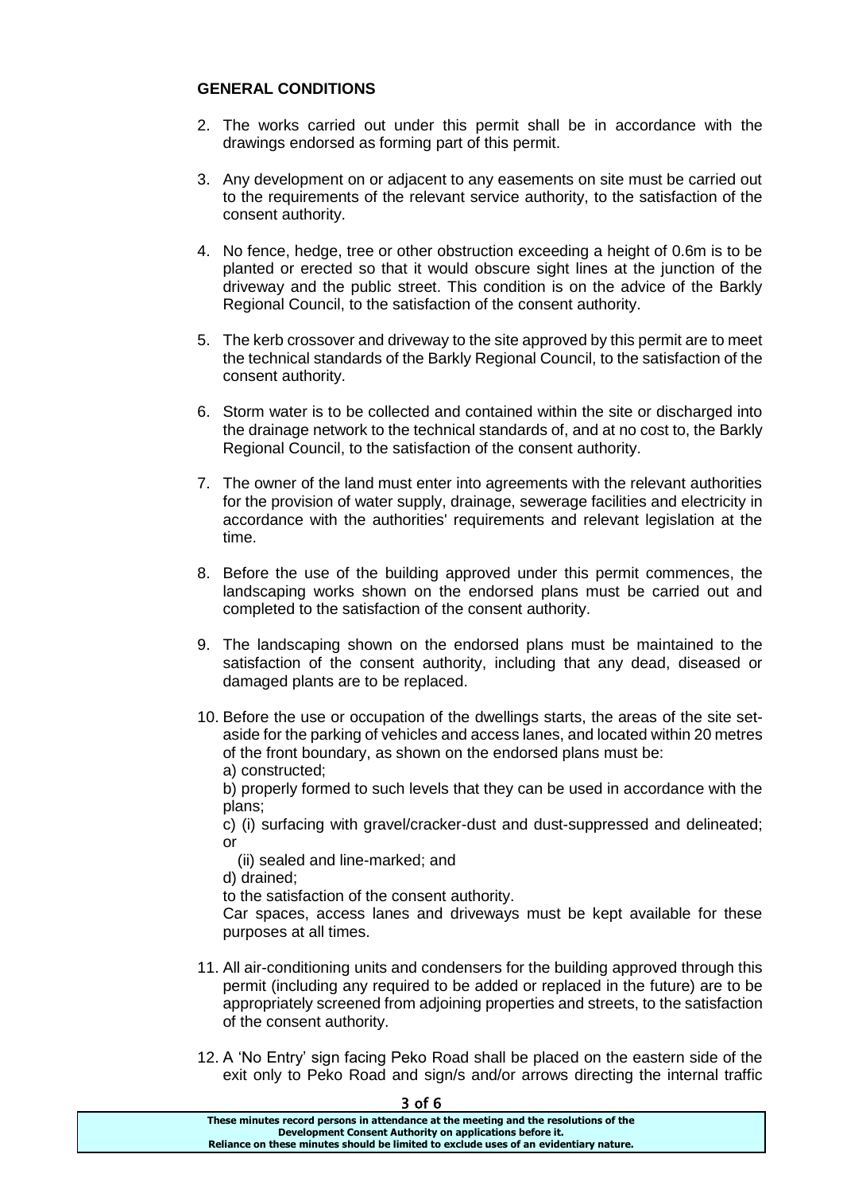**GENERAL CONDITIONS**

2. The works carried out under this permit shall be in accordance with the drawings endorsed as forming part of this permit.

3. Any development on or adjacent to any easements on site must be carried out to the requirements of the relevant service authority, to the satisfaction of the consent authority.

4. No fence, hedge, tree or other obstruction exceeding a height of 0.6m is to be planted or erected so that it would obscure sight lines at the junction of the driveway and the public street. This condition is on the advice of the Barkly Regional Council, to the satisfaction of the consent authority.

5. The kerb crossover and driveway to the site approved by this permit are to meet the technical standards of the Barkly Regional Council, to the satisfaction of the consent authority.

6. Storm water is to be collected and contained within the site or discharged into the drainage network to the technical standards of, and at no cost to, the Barkly Regional Council, to the satisfaction of the consent authority.

7. The owner of the land must enter into agreements with the relevant authorities for the provision of water supply, drainage, sewerage facilities and electricity in accordance with the authorities' requirements and relevant legislation at the time.

8. Before the use of the building approved under this permit commences, the landscaping works shown on the endorsed plans must be carried out and completed to the satisfaction of the consent authority.

9. The landscaping shown on the endorsed plans must be maintained to the satisfaction of the consent authority, including that any dead, diseased or damaged plants are to be replaced.

10. Before the use or occupation of the dwellings starts, the areas of the site set-aside for the parking of vehicles and access lanes, and located within 20 metres of the front boundary, as shown on the endorsed plans must be:
    a) constructed;
    b) properly formed to such levels that they can be used in accordance with the plans;
    c) (i) surfacing with gravel/cracker-dust and dust-suppressed and delineated; or
       (ii) sealed and line-marked; and
    d) drained;
    to the satisfaction of the consent authority.
    Car spaces, access lanes and driveways must be kept available for these purposes at all times.

11. All air-conditioning units and condensers for the building approved through this permit (including any required to be added or replaced in the future) are to be appropriately screened from adjoining properties and streets, to the satisfaction of the consent authority.

12. A 'No Entry' sign facing Peko Road shall be placed on the eastern side of the exit only to Peko Road and sign/s and/or arrows directing the internal traffic

These minutes record persons in attendance at the meeting and the resolutions of the Development Consent Authority on applications before it. Reliance on these minutes should be limited to exclude uses of an evidentiary nature.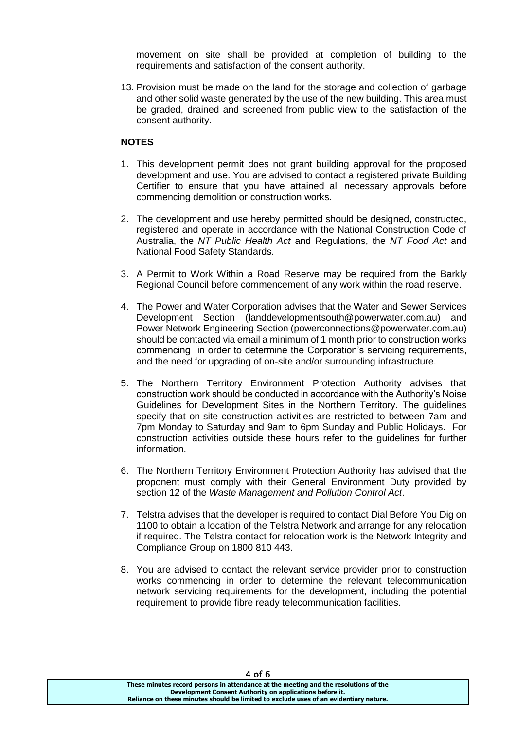movement on site shall be provided at completion of building to the requirements and satisfaction of the consent authority.

13. Provision must be made on the land for the storage and collection of garbage and other solid waste generated by the use of the new building. This area must be graded, drained and screened from public view to the satisfaction of the consent authority.

**NOTES**

1. This development permit does not grant building approval for the proposed development and use. You are advised to contact a registered private Building Certifier to ensure that you have attained all necessary approvals before commencing demolition or construction works.

2. The development and use hereby permitted should be designed, constructed, registered and operate in accordance with the National Construction Code of Australia, the *NT Public Health Act* and Regulations, the *NT Food Act* and National Food Safety Standards.

3. A Permit to Work Within a Road Reserve may be required from the Barkly Regional Council before commencement of any work within the road reserve.

4. The Power and Water Corporation advises that the Water and Sewer Services Development Section (landdevelopmentsouth@powerwater.com.au) and Power Network Engineering Section (powerconnections@powerwater.com.au) should be contacted via email a minimum of 1 month prior to construction works commencing in order to determine the Corporation's servicing requirements, and the need for upgrading of on-site and/or surrounding infrastructure.

5. The Northern Territory Environment Protection Authority advises that construction work should be conducted in accordance with the Authority's Noise Guidelines for Development Sites in the Northern Territory. The guidelines specify that on-site construction activities are restricted to between 7am and 7pm Monday to Saturday and 9am to 6pm Sunday and Public Holidays. For construction activities outside these hours refer to the guidelines for further information.

6. The Northern Territory Environment Protection Authority has advised that the proponent must comply with their General Environment Duty provided by section 12 of the *Waste Management and Pollution Control Act*.

7. Telstra advises that the developer is required to contact Dial Before You Dig on 1100 to obtain a location of the Telstra Network and arrange for any relocation if required. The Telstra contact for relocation work is the Network Integrity and Compliance Group on 1800 810 443.

8. You are advised to contact the relevant service provider prior to construction works commencing in order to determine the relevant telecommunication network servicing requirements for the development, including the potential requirement to provide fibre ready telecommunication facilities.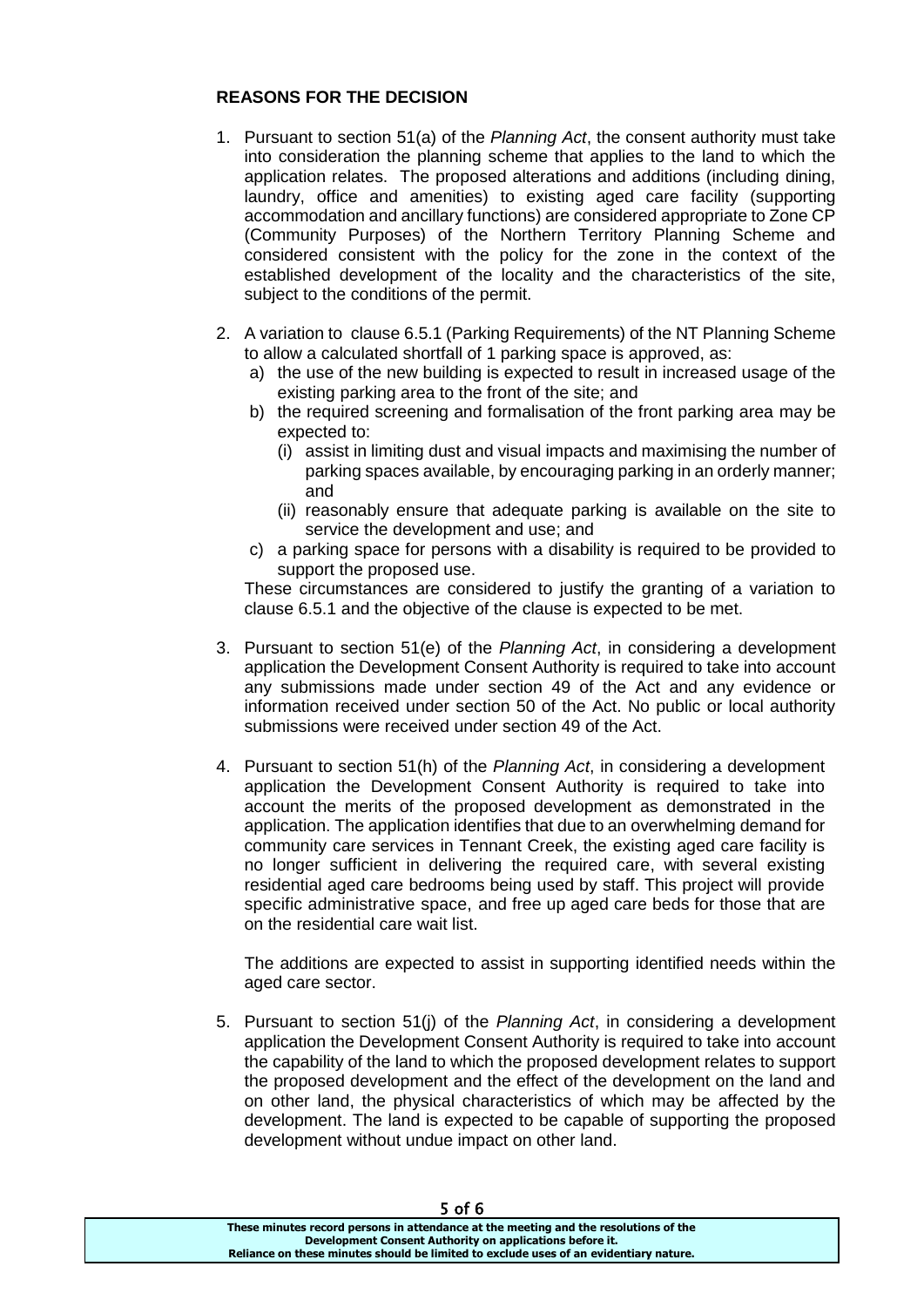**REASONS FOR THE DECISION**

1. Pursuant to section 51(a) of the *Planning Act*, the consent authority must take into consideration the planning scheme that applies to the land to which the application relates. The proposed alterations and additions (including dining, laundry, office and amenities) to existing aged care facility (supporting accommodation and ancillary functions) are considered appropriate to Zone CP (Community Purposes) of the Northern Territory Planning Scheme and considered consistent with the policy for the zone in the context of the established development of the locality and the characteristics of the site, subject to the conditions of the permit.

2. A variation to clause 6.5.1 (Parking Requirements) of the NT Planning Scheme to allow a calculated shortfall of 1 parking space is approved, as:
   a) the use of the new building is expected to result in increased usage of the existing parking area to the front of the site; and
   b) the required screening and formalisation of the front parking area may be expected to:
      (i) assist in limiting dust and visual impacts and maximising the number of parking spaces available, by encouraging parking in an orderly manner; and
      (ii) reasonably ensure that adequate parking is available on the site to service the development and use; and
   c) a parking space for persons with a disability is required to be provided to support the proposed use.

   These circumstances are considered to justify the granting of a variation to clause 6.5.1 and the objective of the clause is expected to be met.

3. Pursuant to section 51(e) of the *Planning Act*, in considering a development application the Development Consent Authority is required to take into account any submissions made under section 49 of the Act and any evidence or information received under section 50 of the Act. No public or local authority submissions were received under section 49 of the Act.

4. Pursuant to section 51(h) of the *Planning Act*, in considering a development application the Development Consent Authority is required to take into account the merits of the proposed development as demonstrated in the application. The application identifies that due to an overwhelming demand for community care services in Tennant Creek, the existing aged care facility is no longer sufficient in delivering the required care, with several existing residential aged care bedrooms being used by staff. This project will provide specific administrative space, and free up aged care beds for those that are on the residential care wait list.

   The additions are expected to assist in supporting identified needs within the aged care sector.

5. Pursuant to section 51(j) of the *Planning Act*, in considering a development application the Development Consent Authority is required to take into account the capability of the land to which the proposed development relates to support the proposed development and the effect of the development on the land and on other land, the physical characteristics of which may be affected by the development. The land is expected to be capable of supporting the proposed development without undue impact on other land.

These minutes record persons in attendance at the meeting and the resolutions of the Development Consent Authority on applications before it. Reliance on these minutes should be limited to exclude uses of an evidentiary nature.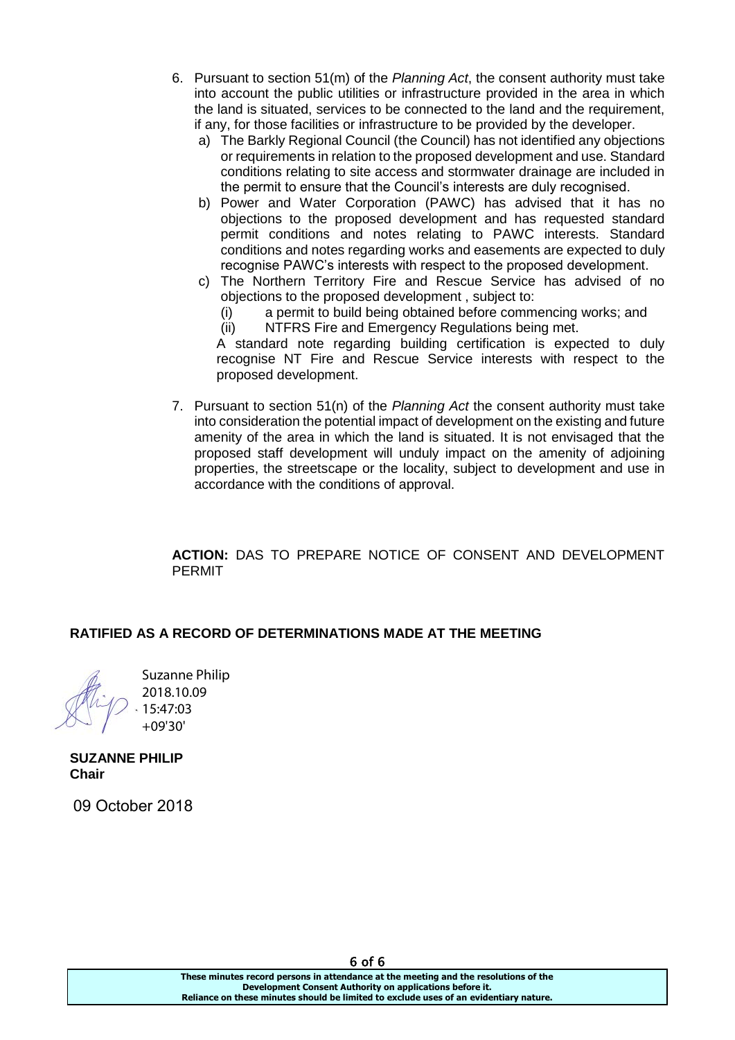6. Pursuant to section 51(m) of the *Planning Act*, the consent authority must take into account the public utilities or infrastructure provided in the area in which the land is situated, services to be connected to the land and the requirement, if any, for those facilities or infrastructure to be provided by the developer.
   a) The Barkly Regional Council (the Council) has not identified any objections or requirements in relation to the proposed development and use. Standard conditions relating to site access and stormwater drainage are included in the permit to ensure that the Council's interests are duly recognised.
   b) Power and Water Corporation (PAWC) has advised that it has no objections to the proposed development and has requested standard permit conditions and notes relating to PAWC interests. Standard conditions and notes regarding works and easements are expected to duly recognise PAWC's interests with respect to the proposed development.
   c) The Northern Territory Fire and Rescue Service has advised of no objections to the proposed development , subject to:
      (i) a permit to build being obtained before commencing works; and
      (ii) NTFRS Fire and Emergency Regulations being met.

      A standard note regarding building certification is expected to duly recognise NT Fire and Rescue Service interests with respect to the proposed development.

7. Pursuant to section 51(n) of the *Planning Act* the consent authority must take into consideration the potential impact of development on the existing and future amenity of the area in which the land is situated. It is not envisaged that the proposed staff development will unduly impact on the amenity of adjoining properties, the streetscape or the locality, subject to development and use in accordance with the conditions of approval.

**ACTION:** DAS TO PREPARE NOTICE OF CONSENT AND DEVELOPMENT PERMIT

**RATIFIED AS A RECORD OF DETERMINATIONS MADE AT THE MEETING**

Suzanne Philip
2018.10.09
15:47:03
+09'30'

**SUZANNE PHILIP**
**Chair**

09 October 2018

These minutes record persons in attendance at the meeting and the resolutions of the Development Consent Authority on applications before it.
Reliance on these minutes should be limited to exclude uses of an evidentiary nature.